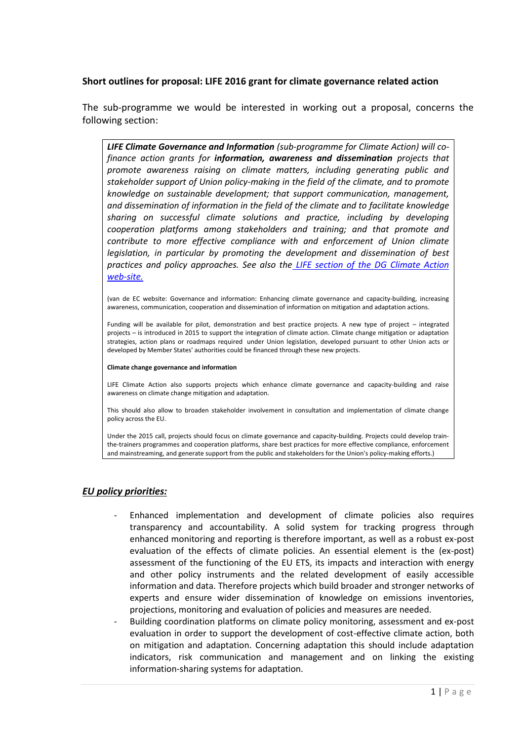**Short outlines for proposal: LIFE 2016 grant for climate governance related action**

The sub-programme we would be interested in working out a proposal, concerns the following section:

> ***LIFE Climate Governance and Information*** *(sub-programme for Climate Action) will co-finance action grants for* ***information, awareness and dissemination*** *projects that promote awareness raising on climate matters, including generating public and stakeholder support of Union policy-making in the field of the climate, and to promote knowledge on sustainable development; that support communication, management, and dissemination of information in the field of the climate and to facilitate knowledge sharing on successful climate solutions and practice, including by developing cooperation platforms among stakeholders and training; and that promote and contribute to more effective compliance with and enforcement of Union climate legislation, in particular by promoting the development and dissemination of best practices and policy approaches. See also the [LIFE section of the DG Climate Action web-site.](#)*
>
> (van de EC website: Governance and information: Enhancing climate governance and capacity-building, increasing awareness, communication, cooperation and dissemination of information on mitigation and adaptation actions.
>
> Funding will be available for pilot, demonstration and best practice projects. A new type of project – integrated projects – is introduced in 2015 to support the integration of climate action. Climate change mitigation or adaptation strategies, action plans or roadmaps required under Union legislation, developed pursuant to other Union acts or developed by Member States' authorities could be financed through these new projects.
>
> **Climate change governance and information**
>
> LIFE Climate Action also supports projects which enhance climate governance and capacity-building and raise awareness on climate change mitigation and adaptation.
>
> This should also allow to broaden stakeholder involvement in consultation and implementation of climate change policy across the EU.
>
> Under the 2015 call, projects should focus on climate governance and capacity-building. Projects could develop train-the-trainers programmes and cooperation platforms, share best practices for more effective compliance, enforcement and mainstreaming, and generate support from the public and stakeholders for the Union's policy-making efforts.)

***EU policy priorities:***

- Enhanced implementation and development of climate policies also requires transparency and accountability. A solid system for tracking progress through enhanced monitoring and reporting is therefore important, as well as a robust ex-post evaluation of the effects of climate policies. An essential element is the (ex-post) assessment of the functioning of the EU ETS, its impacts and interaction with energy and other policy instruments and the related development of easily accessible information and data. Therefore projects which build broader and stronger networks of experts and ensure wider dissemination of knowledge on emissions inventories, projections, monitoring and evaluation of policies and measures are needed.
- Building coordination platforms on climate policy monitoring, assessment and ex-post evaluation in order to support the development of cost-effective climate action, both on mitigation and adaptation. Concerning adaptation this should include adaptation indicators, risk communication and management and on linking the existing information-sharing systems for adaptation.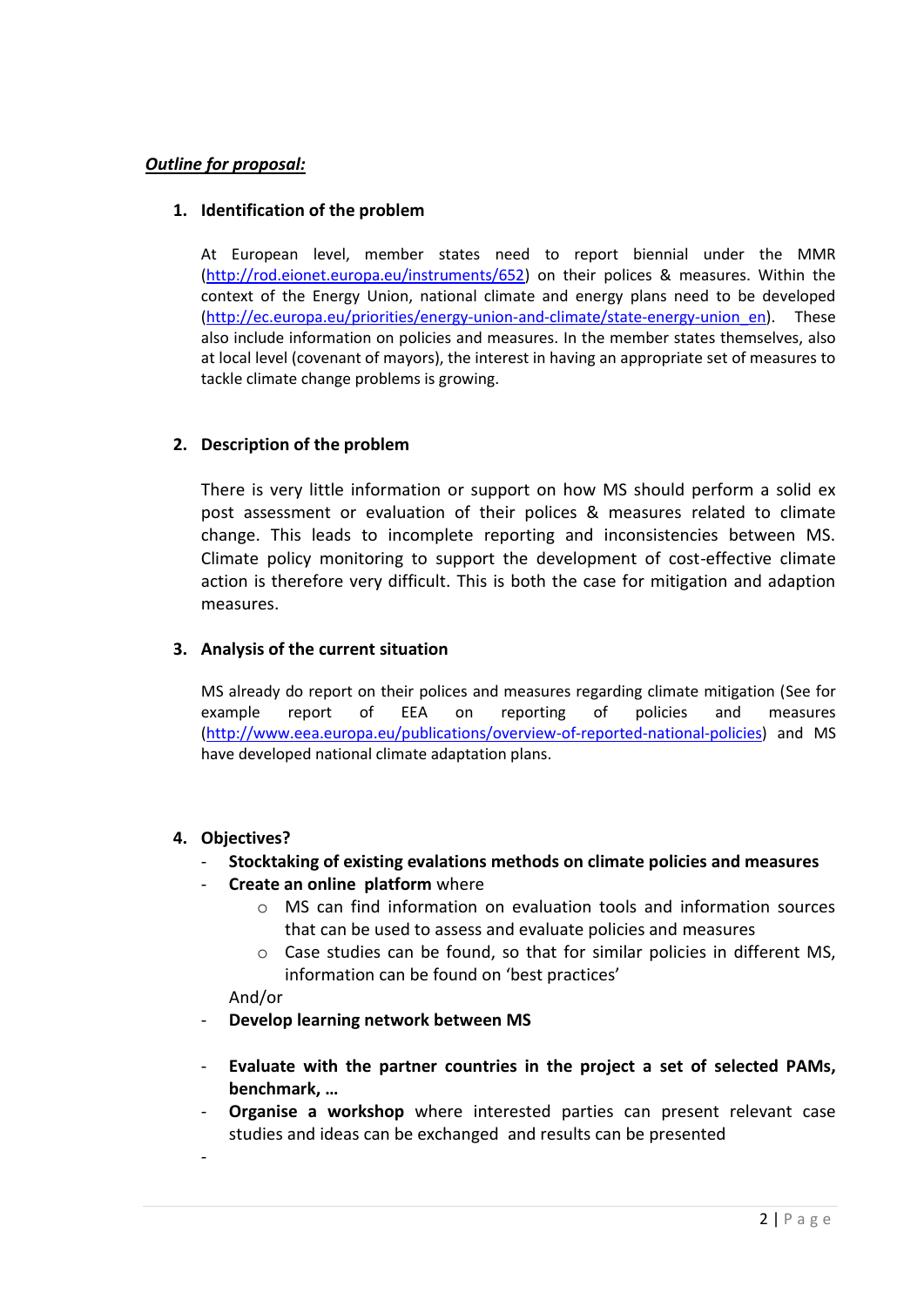***Outline for proposal:***

1. **Identification of the problem**

   At European level, member states need to report biennial under the MMR (http://rod.eionet.europa.eu/instruments/652) on their polices & measures. Within the context of the Energy Union, national climate and energy plans need to be developed (http://ec.europa.eu/priorities/energy-union-and-climate/state-energy-union_en). These also include information on policies and measures. In the member states themselves, also at local level (covenant of mayors), the interest in having an appropriate set of measures to tackle climate change problems is growing.

2. **Description of the problem**

   There is very little information or support on how MS should perform a solid ex post assessment or evaluation of their polices & measures related to climate change. This leads to incomplete reporting and inconsistencies between MS. Climate policy monitoring to support the development of cost-effective climate action is therefore very difficult. This is both the case for mitigation and adaption measures.

3. **Analysis of the current situation**

   MS already do report on their polices and measures regarding climate mitigation (See for example report of EEA on reporting of policies and measures (http://www.eea.europa.eu/publications/overview-of-reported-national-policies) and MS have developed national climate adaptation plans.

4. **Objectives?**
   - **Stocktaking of existing evalations methods on climate policies and measures**
   - **Create an online platform** where
     - MS can find information on evaluation tools and information sources that can be used to assess and evaluate policies and measures
     - Case studies can be found, so that for similar policies in different MS, information can be found on 'best practices'

     And/or
   - **Develop learning network between MS**
   - **Evaluate with the partner countries in the project a set of selected PAMs, benchmark, …**
   - **Organise a workshop** where interested parties can present relevant case studies and ideas can be exchanged and results can be presented
   -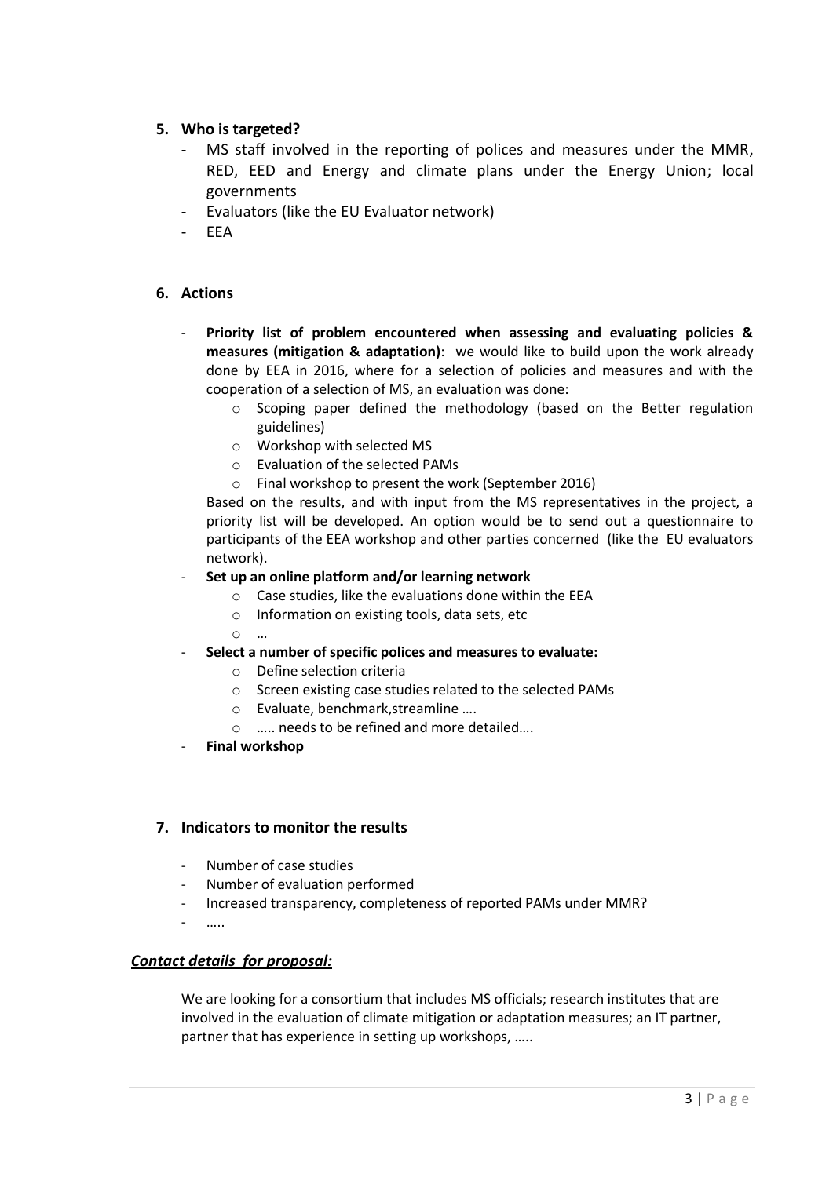## 5. Who is targeted?

- MS staff involved in the reporting of polices and measures under the MMR, RED, EED and Energy and climate plans under the Energy Union; local governments
- Evaluators (like the EU Evaluator network)
- EEA

## 6. Actions

- **Priority list of problem encountered when assessing and evaluating policies & measures (mitigation & adaptation)**: we would like to build upon the work already done by EEA in 2016, where for a selection of policies and measures and with the cooperation of a selection of MS, an evaluation was done:
  - Scoping paper defined the methodology (based on the Better regulation guidelines)
  - Workshop with selected MS
  - Evaluation of the selected PAMs
  - Final workshop to present the work (September 2016)

  Based on the results, and with input from the MS representatives in the project, a priority list will be developed. An option would be to send out a questionnaire to participants of the EEA workshop and other parties concerned (like the EU evaluators network).
- **Set up an online platform and/or learning network**
  - Case studies, like the evaluations done within the EEA
  - Information on existing tools, data sets, etc
  - …
- **Select a number of specific polices and measures to evaluate:**
  - Define selection criteria
  - Screen existing case studies related to the selected PAMs
  - Evaluate, benchmark,streamline ….
  - ….. needs to be refined and more detailed….
- **Final workshop**

## 7. Indicators to monitor the results

- Number of case studies
- Number of evaluation performed
- Increased transparency, completeness of reported PAMs under MMR?
- …..

***<u>Contact details for proposal:</u>***

We are looking for a consortium that includes MS officials; research institutes that are involved in the evaluation of climate mitigation or adaptation measures; an IT partner, partner that has experience in setting up workshops, …..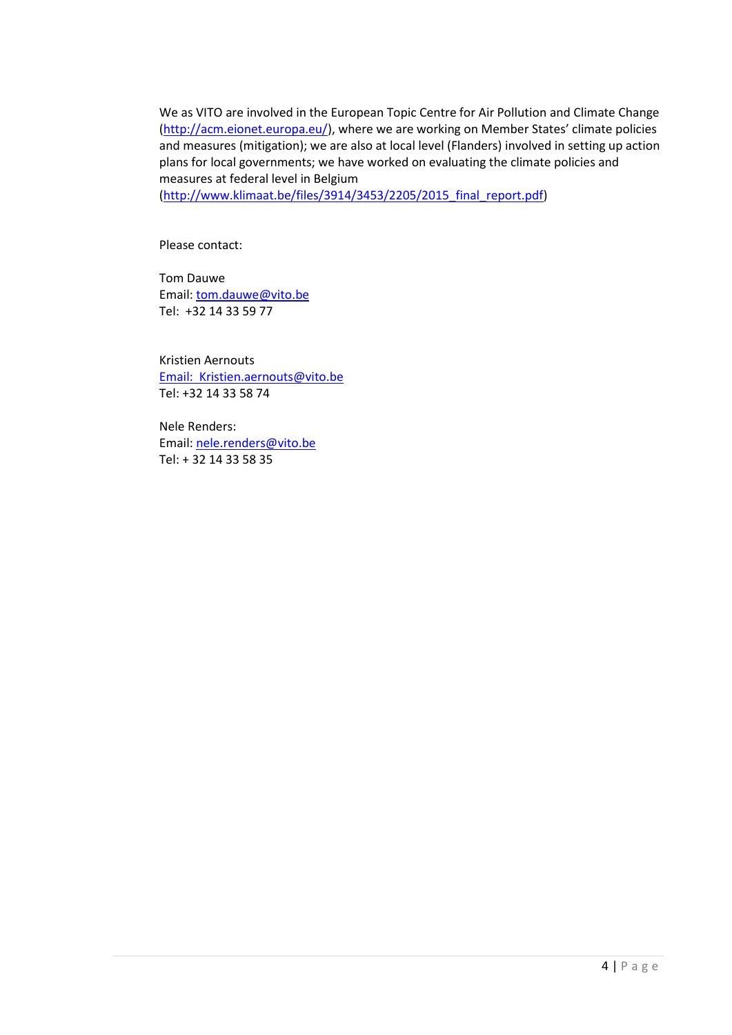We as VITO are involved in the European Topic Centre for Air Pollution and Climate Change (http://acm.eionet.europa.eu/), where we are working on Member States' climate policies and measures (mitigation); we are also at local level (Flanders) involved in setting up action plans for local governments; we have worked on evaluating the climate policies and measures at federal level in Belgium (http://www.klimaat.be/files/3914/3453/2205/2015_final_report.pdf)

Please contact:

Tom Dauwe
Email: tom.dauwe@vito.be
Tel: +32 14 33 59 77

Kristien Aernouts
Email: Kristien.aernouts@vito.be
Tel: +32 14 33 58 74

Nele Renders:
Email: nele.renders@vito.be
Tel: + 32 14 33 58 35